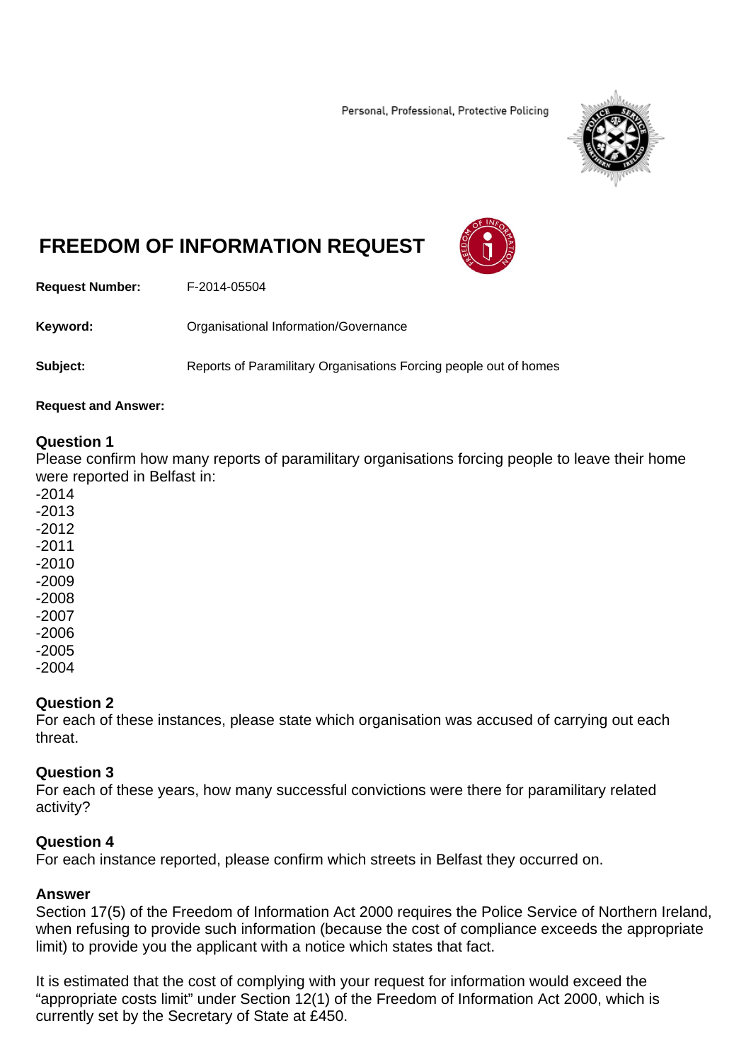Personal, Professional, Protective Policing

# FREEDOM OF INFORMATION REQUEST

**Request Number:** F-2014-05504

**Keyword:** Organisational Information/Governance

**Subject:** Reports of Paramilitary Organisations Forcing people out of homes

**Request and Answer:**

**Question 1**
Please confirm how many reports of paramilitary organisations forcing people to leave their home were reported in Belfast in:
-2014
-2013
-2012
-2011
-2010
-2009
-2008
-2007
-2006
-2005
-2004

**Question 2**
For each of these instances, please state which organisation was accused of carrying out each threat.

**Question 3**
For each of these years, how many successful convictions were there for paramilitary related activity?

**Question 4**
For each instance reported, please confirm which streets in Belfast they occurred on.

**Answer**
Section 17(5) of the Freedom of Information Act 2000 requires the Police Service of Northern Ireland, when refusing to provide such information (because the cost of compliance exceeds the appropriate limit) to provide you the applicant with a notice which states that fact.

It is estimated that the cost of complying with your request for information would exceed the "appropriate costs limit" under Section 12(1) of the Freedom of Information Act 2000, which is currently set by the Secretary of State at £450.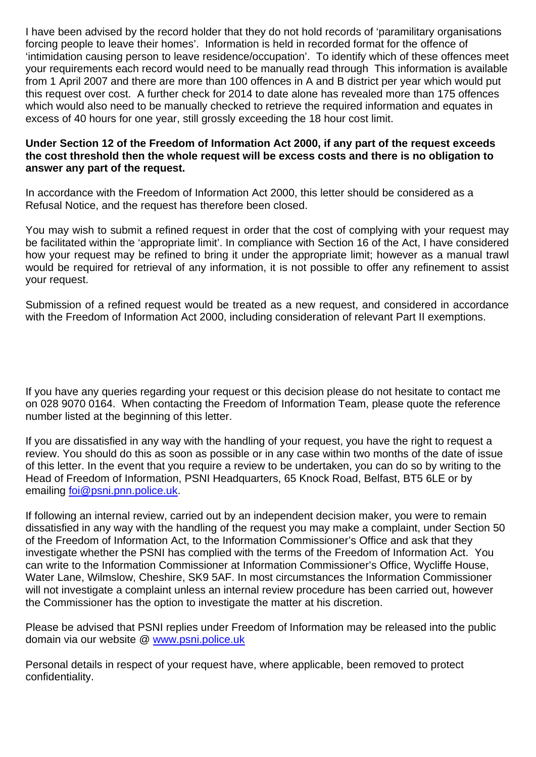I have been advised by the record holder that they do not hold records of 'paramilitary organisations forcing people to leave their homes'. Information is held in recorded format for the offence of 'intimidation causing person to leave residence/occupation'. To identify which of these offences meet your requirements each record would need to be manually read through This information is available from 1 April 2007 and there are more than 100 offences in A and B district per year which would put this request over cost. A further check for 2014 to date alone has revealed more than 175 offences which would also need to be manually checked to retrieve the required information and equates in excess of 40 hours for one year, still grossly exceeding the 18 hour cost limit.

**Under Section 12 of the Freedom of Information Act 2000, if any part of the request exceeds the cost threshold then the whole request will be excess costs and there is no obligation to answer any part of the request.**

In accordance with the Freedom of Information Act 2000, this letter should be considered as a Refusal Notice, and the request has therefore been closed.

You may wish to submit a refined request in order that the cost of complying with your request may be facilitated within the 'appropriate limit'. In compliance with Section 16 of the Act, I have considered how your request may be refined to bring it under the appropriate limit; however as a manual trawl would be required for retrieval of any information, it is not possible to offer any refinement to assist your request.

Submission of a refined request would be treated as a new request, and considered in accordance with the Freedom of Information Act 2000, including consideration of relevant Part II exemptions.

If you have any queries regarding your request or this decision please do not hesitate to contact me on 028 9070 0164. When contacting the Freedom of Information Team, please quote the reference number listed at the beginning of this letter.

If you are dissatisfied in any way with the handling of your request, you have the right to request a review. You should do this as soon as possible or in any case within two months of the date of issue of this letter. In the event that you require a review to be undertaken, you can do so by writing to the Head of Freedom of Information, PSNI Headquarters, 65 Knock Road, Belfast, BT5 6LE or by emailing foi@psni.pnn.police.uk.

If following an internal review, carried out by an independent decision maker, you were to remain dissatisfied in any way with the handling of the request you may make a complaint, under Section 50 of the Freedom of Information Act, to the Information Commissioner's Office and ask that they investigate whether the PSNI has complied with the terms of the Freedom of Information Act. You can write to the Information Commissioner at Information Commissioner's Office, Wycliffe House, Water Lane, Wilmslow, Cheshire, SK9 5AF. In most circumstances the Information Commissioner will not investigate a complaint unless an internal review procedure has been carried out, however the Commissioner has the option to investigate the matter at his discretion.

Please be advised that PSNI replies under Freedom of Information may be released into the public domain via our website @ www.psni.police.uk

Personal details in respect of your request have, where applicable, been removed to protect confidentiality.